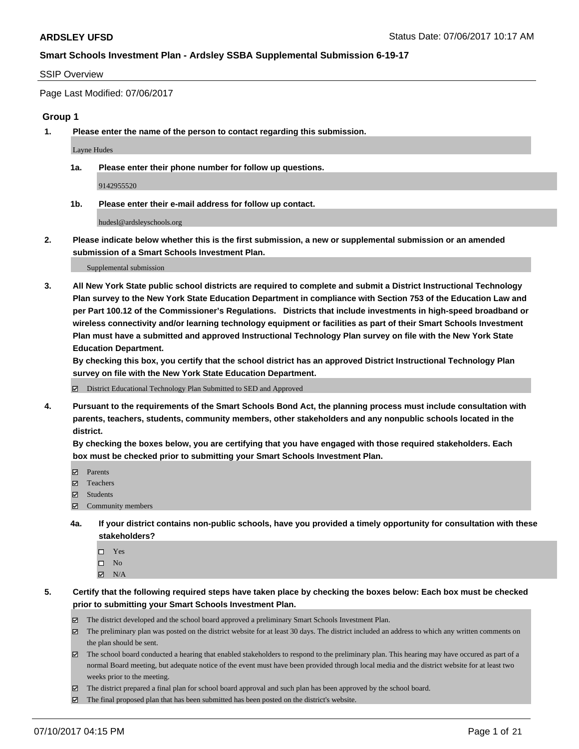**ARDSLEY UFSD**

Status Date: 07/06/2017 10:17 AM

**Smart Schools Investment Plan - Ardsley SSBA Supplemental Submission 6-19-17**

SSIP Overview

Page Last Modified: 07/06/2017

## Group 1

**1. Please enter the name of the person to contact regarding this submission.**

Layne Hudes

**1a. Please enter their phone number for follow up questions.**

9142955520

**1b. Please enter their e-mail address for follow up contact.**

hudesl@ardsleyschools.org

**2. Please indicate below whether this is the first submission, a new or supplemental submission or an amended submission of a Smart Schools Investment Plan.**

Supplemental submission

**3. All New York State public school districts are required to complete and submit a District Instructional Technology Plan survey to the New York State Education Department in compliance with Section 753 of the Education Law and per Part 100.12 of the Commissioner's Regulations. Districts that include investments in high-speed broadband or wireless connectivity and/or learning technology equipment or facilities as part of their Smart Schools Investment Plan must have a submitted and approved Instructional Technology Plan survey on file with the New York State Education Department.**
**By checking this box, you certify that the school district has an approved District Instructional Technology Plan survey on file with the New York State Education Department.**

- ☑ District Educational Technology Plan Submitted to SED and Approved

**4. Pursuant to the requirements of the Smart Schools Bond Act, the planning process must include consultation with parents, teachers, students, community members, other stakeholders and any nonpublic schools located in the district.**
**By checking the boxes below, you are certifying that you have engaged with those required stakeholders. Each box must be checked prior to submitting your Smart Schools Investment Plan.**

- ☑ Parents
- ☑ Teachers
- ☑ Students
- ☑ Community members

**4a. If your district contains non-public schools, have you provided a timely opportunity for consultation with these stakeholders?**

- ☐ Yes
- ☐ No
- ☑ N/A

**5. Certify that the following required steps have taken place by checking the boxes below: Each box must be checked prior to submitting your Smart Schools Investment Plan.**

- ☑ The district developed and the school board approved a preliminary Smart Schools Investment Plan.
- ☑ The preliminary plan was posted on the district website for at least 30 days. The district included an address to which any written comments on the plan should be sent.
- ☑ The school board conducted a hearing that enabled stakeholders to respond to the preliminary plan. This hearing may have occured as part of a normal Board meeting, but adequate notice of the event must have been provided through local media and the district website for at least two weeks prior to the meeting.
- ☑ The district prepared a final plan for school board approval and such plan has been approved by the school board.
- ☑ The final proposed plan that has been submitted has been posted on the district's website.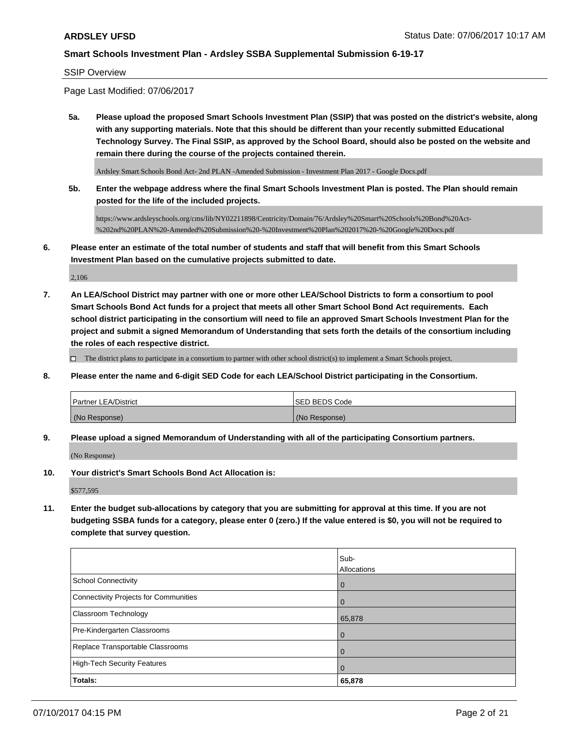SSIP Overview

Page Last Modified: 07/06/2017

**5a. Please upload the proposed Smart Schools Investment Plan (SSIP) that was posted on the district's website, along with any supporting materials. Note that this should be different than your recently submitted Educational Technology Survey. The Final SSIP, as approved by the School Board, should also be posted on the website and remain there during the course of the projects contained therein.**

Ardsley Smart Schools Bond Act- 2nd PLAN -Amended Submission - Investment Plan 2017 - Google Docs.pdf

**5b. Enter the webpage address where the final Smart Schools Investment Plan is posted. The Plan should remain posted for the life of the included projects.**

https://www.ardsleyschools.org/cms/lib/NY02211898/Centricity/Domain/76/Ardsley%20Smart%20Schools%20Bond%20Act-%202nd%20PLAN%20-Amended%20Submission%20-%20Investment%20Plan%202017%20-%20Google%20Docs.pdf

**6. Please enter an estimate of the total number of students and staff that will benefit from this Smart Schools Investment Plan based on the cumulative projects submitted to date.**

2,106

**7. An LEA/School District may partner with one or more other LEA/School Districts to form a consortium to pool Smart Schools Bond Act funds for a project that meets all other Smart School Bond Act requirements. Each school district participating in the consortium will need to file an approved Smart Schools Investment Plan for the project and submit a signed Memorandum of Understanding that sets forth the details of the consortium including the roles of each respective district.**

☐ The district plans to participate in a consortium to partner with other school district(s) to implement a Smart Schools project.

**8. Please enter the name and 6-digit SED Code for each LEA/School District participating in the Consortium.**

| Partner LEA/District | SED BEDS Code |
|---|---|
| (No Response) | (No Response) |

**9. Please upload a signed Memorandum of Understanding with all of the participating Consortium partners.**

(No Response)

**10. Your district's Smart Schools Bond Act Allocation is:**

$577,595

**11. Enter the budget sub-allocations by category that you are submitting for approval at this time. If you are not budgeting SSBA funds for a category, please enter 0 (zero.) If the value entered is $0, you will not be required to complete that survey question.**

| | Sub-Allocations |
|---|---|
| School Connectivity | 0 |
| Connectivity Projects for Communities | 0 |
| Classroom Technology | 65,878 |
| Pre-Kindergarten Classrooms | 0 |
| Replace Transportable Classrooms | 0 |
| High-Tech Security Features | 0 |
| **Totals:** | **65,878** |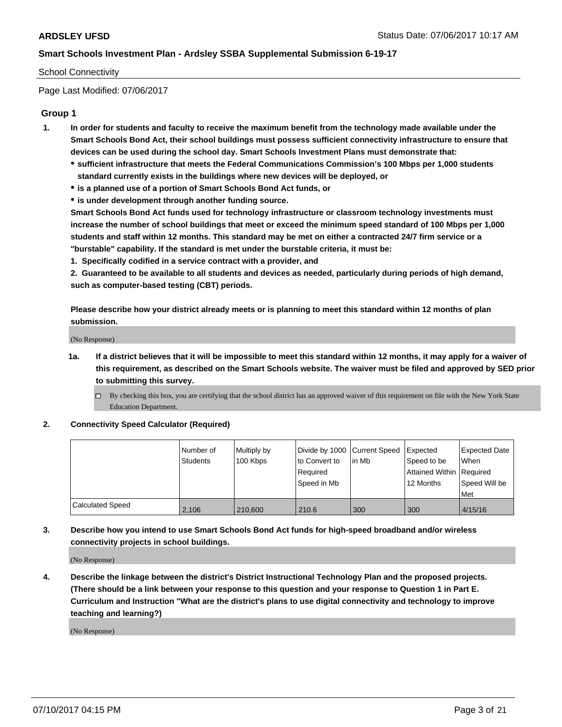School Connectivity

Page Last Modified: 07/06/2017

## Group 1

1. **In order for students and faculty to receive the maximum benefit from the technology made available under the Smart Schools Bond Act, their school buildings must possess sufficient connectivity infrastructure to ensure that devices can be used during the school day. Smart Schools Investment Plans must demonstrate that:**
   - **sufficient infrastructure that meets the Federal Communications Commission's 100 Mbps per 1,000 students standard currently exists in the buildings where new devices will be deployed, or**
   - **is a planned use of a portion of Smart Schools Bond Act funds, or**
   - **is under development through another funding source.**

   **Smart Schools Bond Act funds used for technology infrastructure or classroom technology investments must increase the number of school buildings that meet or exceed the minimum speed standard of 100 Mbps per 1,000 students and staff within 12 months. This standard may be met on either a contracted 24/7 firm service or a "burstable" capability. If the standard is met under the burstable criteria, it must be:**

   **1. Specifically codified in a service contract with a provider, and**

   **2. Guaranteed to be available to all students and devices as needed, particularly during periods of high demand, such as computer-based testing (CBT) periods.**

   **Please describe how your district already meets or is planning to meet this standard within 12 months of plan submission.**

   (No Response)

   1a. **If a district believes that it will be impossible to meet this standard within 12 months, it may apply for a waiver of this requirement, as described on the Smart Schools website. The waiver must be filed and approved by SED prior to submitting this survey.**

   - [ ] By checking this box, you are certifying that the school district has an approved waiver of this requirement on file with the New York State Education Department.

2. **Connectivity Speed Calculator (Required)**

| | Number of Students | Multiply by 100 Kbps | Divide by 1000 to Convert to Required Speed in Mb | Current Speed in Mb | Expected Speed to be Attained Within 12 Months | Expected Date When Required Speed Will be Met |
|---|---|---|---|---|---|---|
| Calculated Speed | 2,106 | 210,600 | 210.6 | 300 | 300 | 4/15/16 |

3. **Describe how you intend to use Smart Schools Bond Act funds for high-speed broadband and/or wireless connectivity projects in school buildings.**

   (No Response)

4. **Describe the linkage between the district's District Instructional Technology Plan and the proposed projects. (There should be a link between your response to this question and your response to Question 1 in Part E. Curriculum and Instruction "What are the district's plans to use digital connectivity and technology to improve teaching and learning?)**

   (No Response)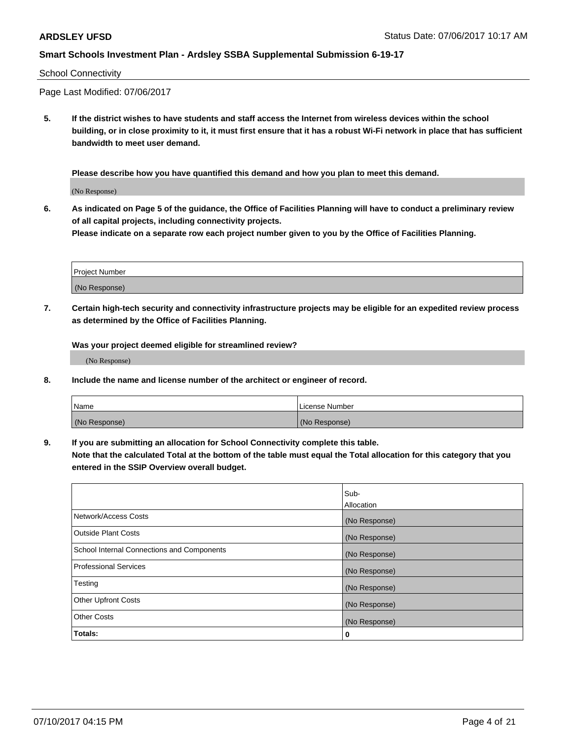School Connectivity

Page Last Modified: 07/06/2017

**5. If the district wishes to have students and staff access the Internet from wireless devices within the school building, or in close proximity to it, it must first ensure that it has a robust Wi-Fi network in place that has sufficient bandwidth to meet user demand.**

**Please describe how you have quantified this demand and how you plan to meet this demand.**

(No Response)

**6. As indicated on Page 5 of the guidance, the Office of Facilities Planning will have to conduct a preliminary review of all capital projects, including connectivity projects.**
**Please indicate on a separate row each project number given to you by the Office of Facilities Planning.**

| Project Number |
| --- |
| (No Response) |

**7. Certain high-tech security and connectivity infrastructure projects may be eligible for an expedited review process as determined by the Office of Facilities Planning.**

**Was your project deemed eligible for streamlined review?**

(No Response)

**8. Include the name and license number of the architect or engineer of record.**

| Name | License Number |
| --- | --- |
| (No Response) | (No Response) |

**9. If you are submitting an allocation for School Connectivity complete this table.**
**Note that the calculated Total at the bottom of the table must equal the Total allocation for this category that you entered in the SSIP Overview overall budget.**

| | Sub-Allocation |
| --- | --- |
| Network/Access Costs | (No Response) |
| Outside Plant Costs | (No Response) |
| School Internal Connections and Components | (No Response) |
| Professional Services | (No Response) |
| Testing | (No Response) |
| Other Upfront Costs | (No Response) |
| Other Costs | (No Response) |
| **Totals:** | **0** |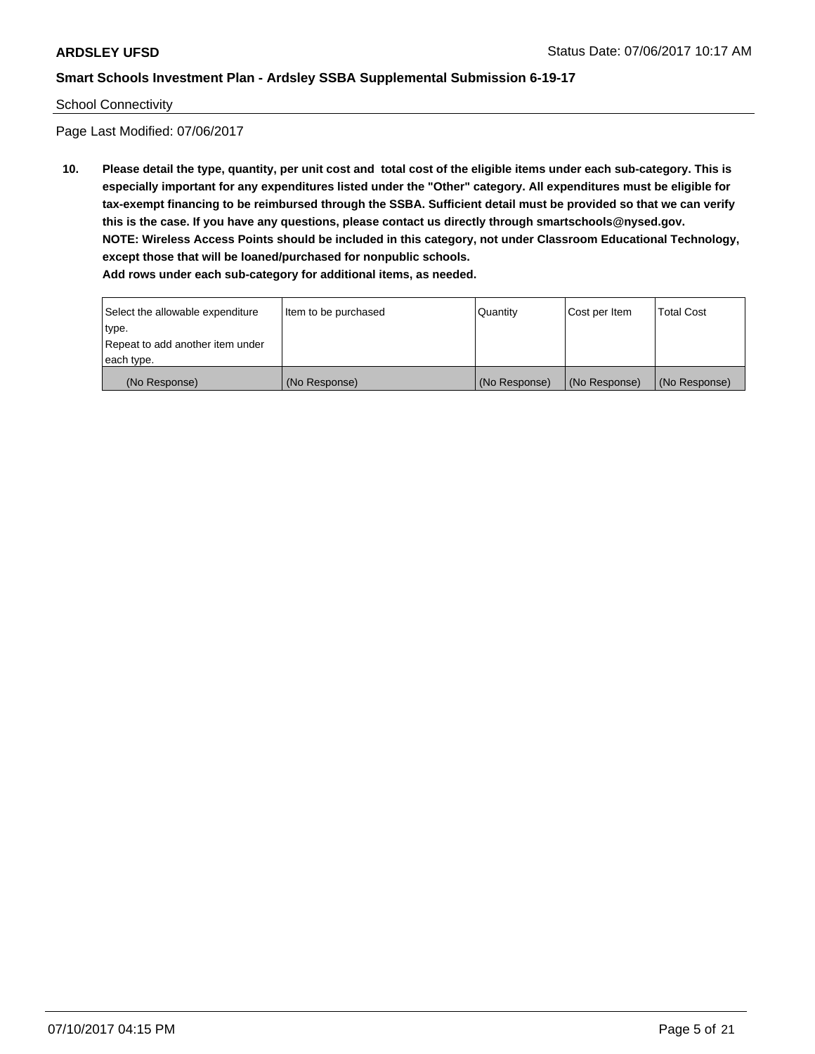School Connectivity

Page Last Modified: 07/06/2017

**10. Please detail the type, quantity, per unit cost and total cost of the eligible items under each sub-category. This is especially important for any expenditures listed under the "Other" category. All expenditures must be eligible for tax-exempt financing to be reimbursed through the SSBA. Sufficient detail must be provided so that we can verify this is the case. If you have any questions, please contact us directly through smartschools@nysed.gov.**
**NOTE: Wireless Access Points should be included in this category, not under Classroom Educational Technology, except those that will be loaned/purchased for nonpublic schools.**
**Add rows under each sub-category for additional items, as needed.**

| Select the allowable expenditure type. Repeat to add another item under each type. | Item to be purchased | Quantity | Cost per Item | Total Cost |
|---|---|---|---|---|
| (No Response) | (No Response) | (No Response) | (No Response) | (No Response) |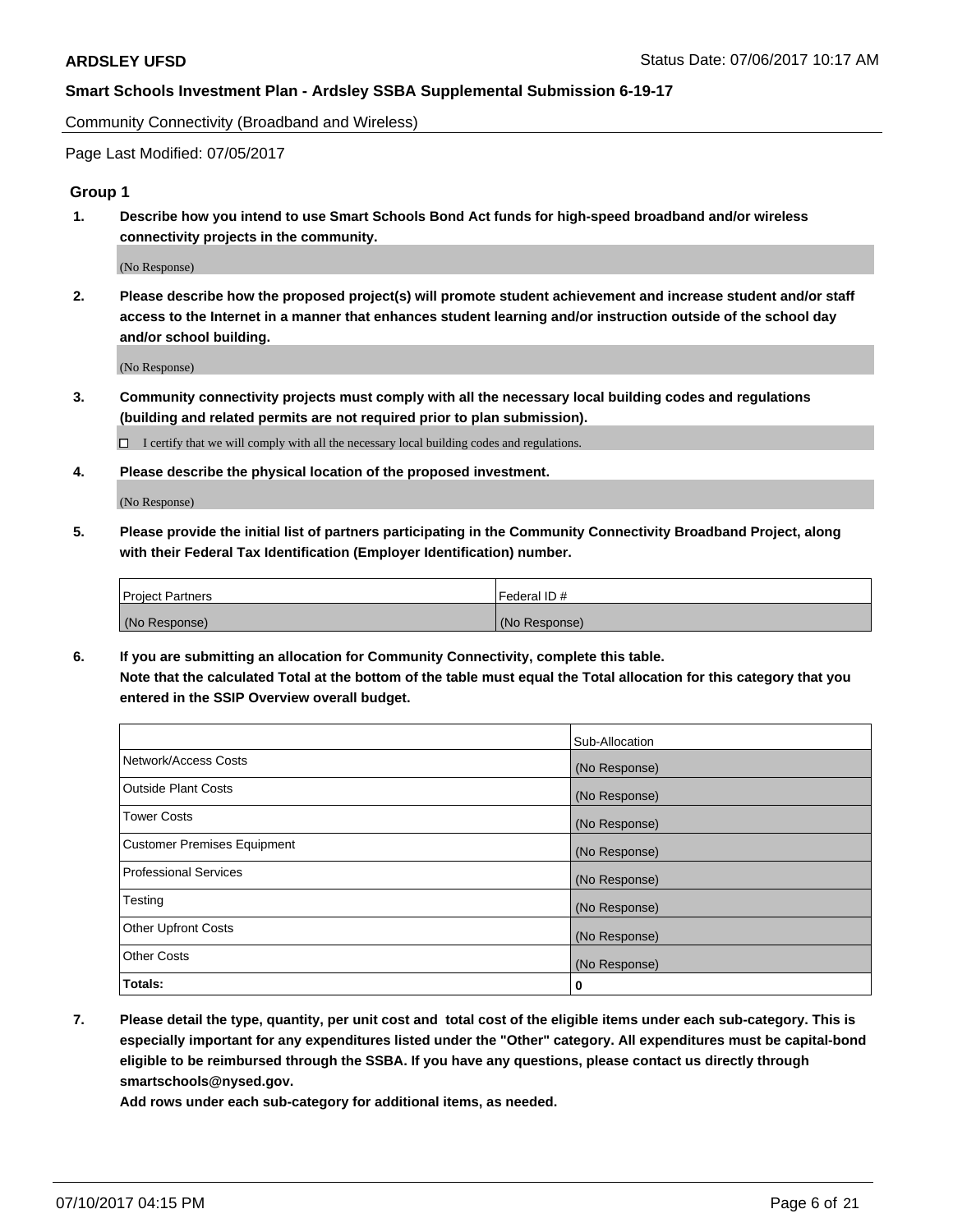Community Connectivity (Broadband and Wireless)

Page Last Modified: 07/05/2017

## Group 1

**1. Describe how you intend to use Smart Schools Bond Act funds for high-speed broadband and/or wireless connectivity projects in the community.**

(No Response)

**2. Please describe how the proposed project(s) will promote student achievement and increase student and/or staff access to the Internet in a manner that enhances student learning and/or instruction outside of the school day and/or school building.**

(No Response)

**3. Community connectivity projects must comply with all the necessary local building codes and regulations (building and related permits are not required prior to plan submission).**

☐ I certify that we will comply with all the necessary local building codes and regulations.

**4. Please describe the physical location of the proposed investment.**

(No Response)

**5. Please provide the initial list of partners participating in the Community Connectivity Broadband Project, along with their Federal Tax Identification (Employer Identification) number.**

| Project Partners | Federal ID # |
|---|---|
| (No Response) | (No Response) |

**6. If you are submitting an allocation for Community Connectivity, complete this table. Note that the calculated Total at the bottom of the table must equal the Total allocation for this category that you entered in the SSIP Overview overall budget.**

| | Sub-Allocation |
|---|---|
| Network/Access Costs | (No Response) |
| Outside Plant Costs | (No Response) |
| Tower Costs | (No Response) |
| Customer Premises Equipment | (No Response) |
| Professional Services | (No Response) |
| Testing | (No Response) |
| Other Upfront Costs | (No Response) |
| Other Costs | (No Response) |
| **Totals:** | **0** |

**7. Please detail the type, quantity, per unit cost and total cost of the eligible items under each sub-category. This is especially important for any expenditures listed under the "Other" category. All expenditures must be capital-bond eligible to be reimbursed through the SSBA. If you have any questions, please contact us directly through smartschools@nysed.gov.**

**Add rows under each sub-category for additional items, as needed.**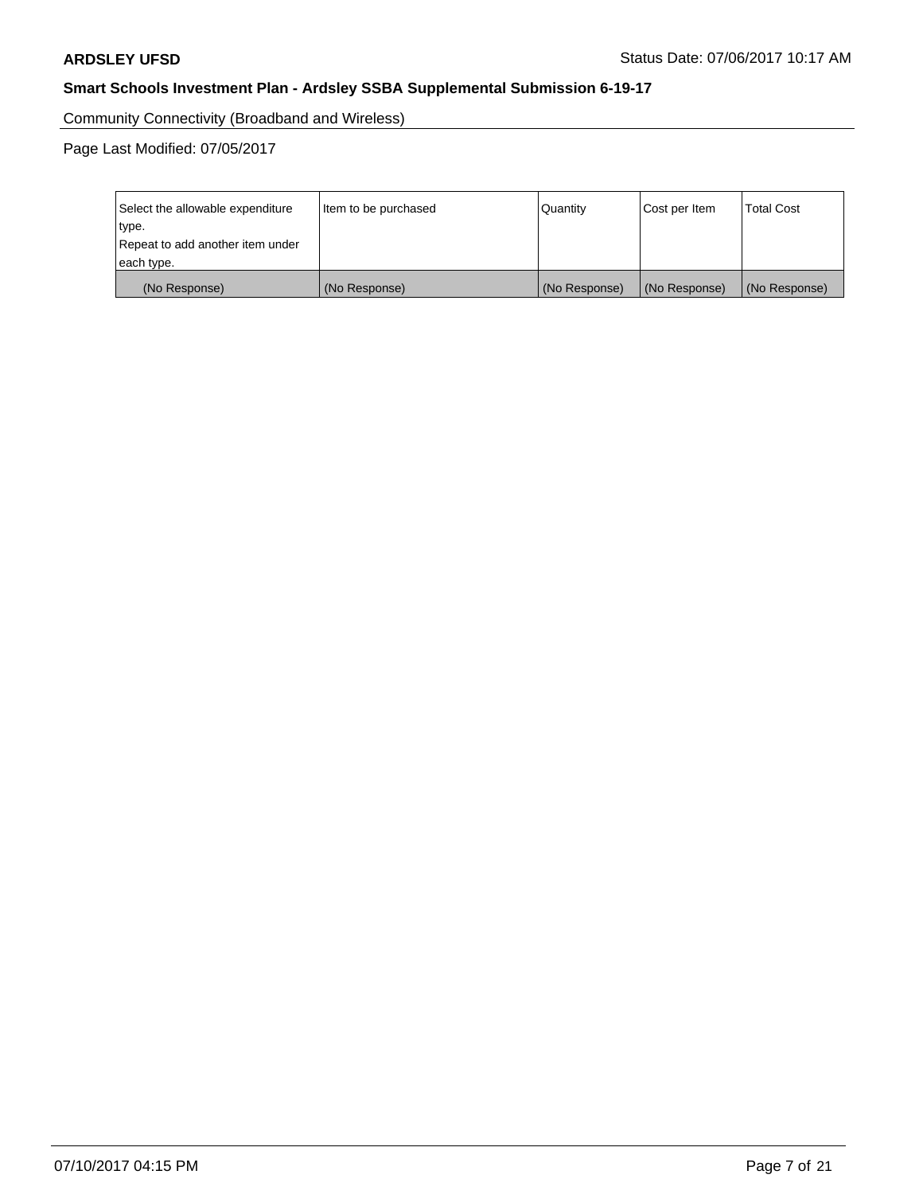Community Connectivity (Broadband and Wireless)

Page Last Modified: 07/05/2017

| Select the allowable expenditure type.<br>Repeat to add another item under each type. | Item to be purchased | Quantity | Cost per Item | Total Cost |
|---|---|---|---|---|
| (No Response) | (No Response) | (No Response) | (No Response) | (No Response) |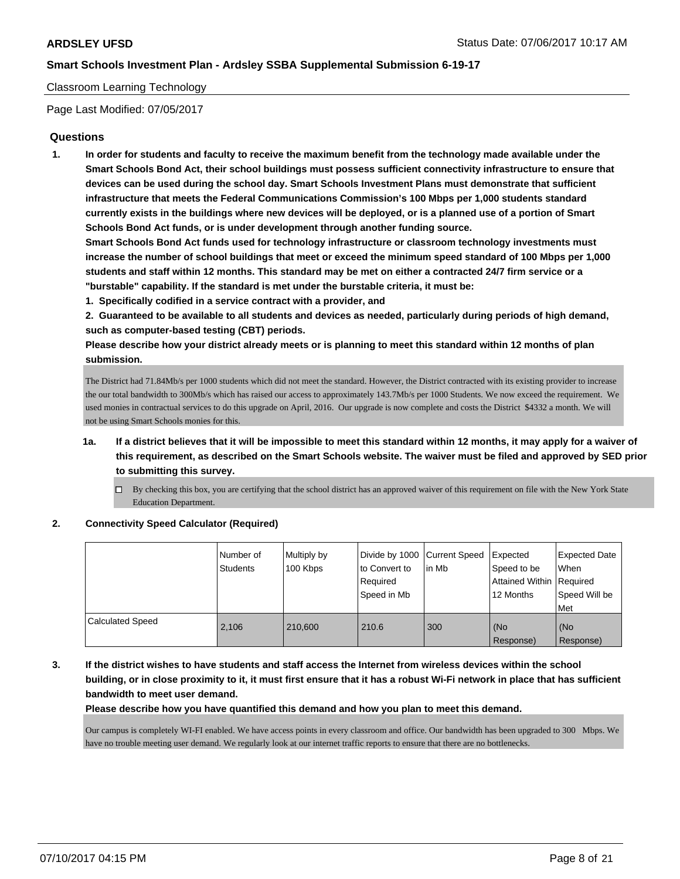**ARDSLEY UFSD** Status Date: 07/06/2017 10:17 AM

**Smart Schools Investment Plan - Ardsley SSBA Supplemental Submission 6-19-17**

Classroom Learning Technology

Page Last Modified: 07/05/2017

## Questions

1. **In order for students and faculty to receive the maximum benefit from the technology made available under the Smart Schools Bond Act, their school buildings must possess sufficient connectivity infrastructure to ensure that devices can be used during the school day. Smart Schools Investment Plans must demonstrate that sufficient infrastructure that meets the Federal Communications Commission's 100 Mbps per 1,000 students standard currently exists in the buildings where new devices will be deployed, or is a planned use of a portion of Smart Schools Bond Act funds, or is under development through another funding source.**
   **Smart Schools Bond Act funds used for technology infrastructure or classroom technology investments must increase the number of school buildings that meet or exceed the minimum speed standard of 100 Mbps per 1,000 students and staff within 12 months. This standard may be met on either a contracted 24/7 firm service or a "burstable" capability. If the standard is met under the burstable criteria, it must be:**
   **1. Specifically codified in a service contract with a provider, and**
   **2. Guaranteed to be available to all students and devices as needed, particularly during periods of high demand, such as computer-based testing (CBT) periods.**
   **Please describe how your district already meets or is planning to meet this standard within 12 months of plan submission.**

   The District had 71.84Mb/s per 1000 students which did not meet the standard. However, the District contracted with its existing provider to increase the our total bandwidth to 300Mb/s which has raised our access to approximately 143.7Mb/s per 1000 Students. We now exceed the requirement. We used monies in contractual services to do this upgrade on April, 2016. Our upgrade is now complete and costs the District $4332 a month. We will not be using Smart Schools monies for this.

   **1a. If a district believes that it will be impossible to meet this standard within 12 months, it may apply for a waiver of this requirement, as described on the Smart Schools website. The waiver must be filed and approved by SED prior to submitting this survey.**

   - ☐ By checking this box, you are certifying that the school district has an approved waiver of this requirement on file with the New York State Education Department.

2. **Connectivity Speed Calculator (Required)**

| | Number of Students | Multiply by 100 Kbps | Divide by 1000 to Convert to Required Speed in Mb | Current Speed in Mb | Expected Speed to be Attained Within 12 Months | Expected Date When Required Speed Will be Met |
|---|---|---|---|---|---|---|
| Calculated Speed | 2,106 | 210,600 | 210.6 | 300 | (No Response) | (No Response) |

3. **If the district wishes to have students and staff access the Internet from wireless devices within the school building, or in close proximity to it, it must first ensure that it has a robust Wi-Fi network in place that has sufficient bandwidth to meet user demand.**
   **Please describe how you have quantified this demand and how you plan to meet this demand.**

   Our campus is completely WI-FI enabled. We have access points in every classroom and office. Our bandwidth has been upgraded to 300 Mbps. We have no trouble meeting user demand. We regularly look at our internet traffic reports to ensure that there are no bottlenecks.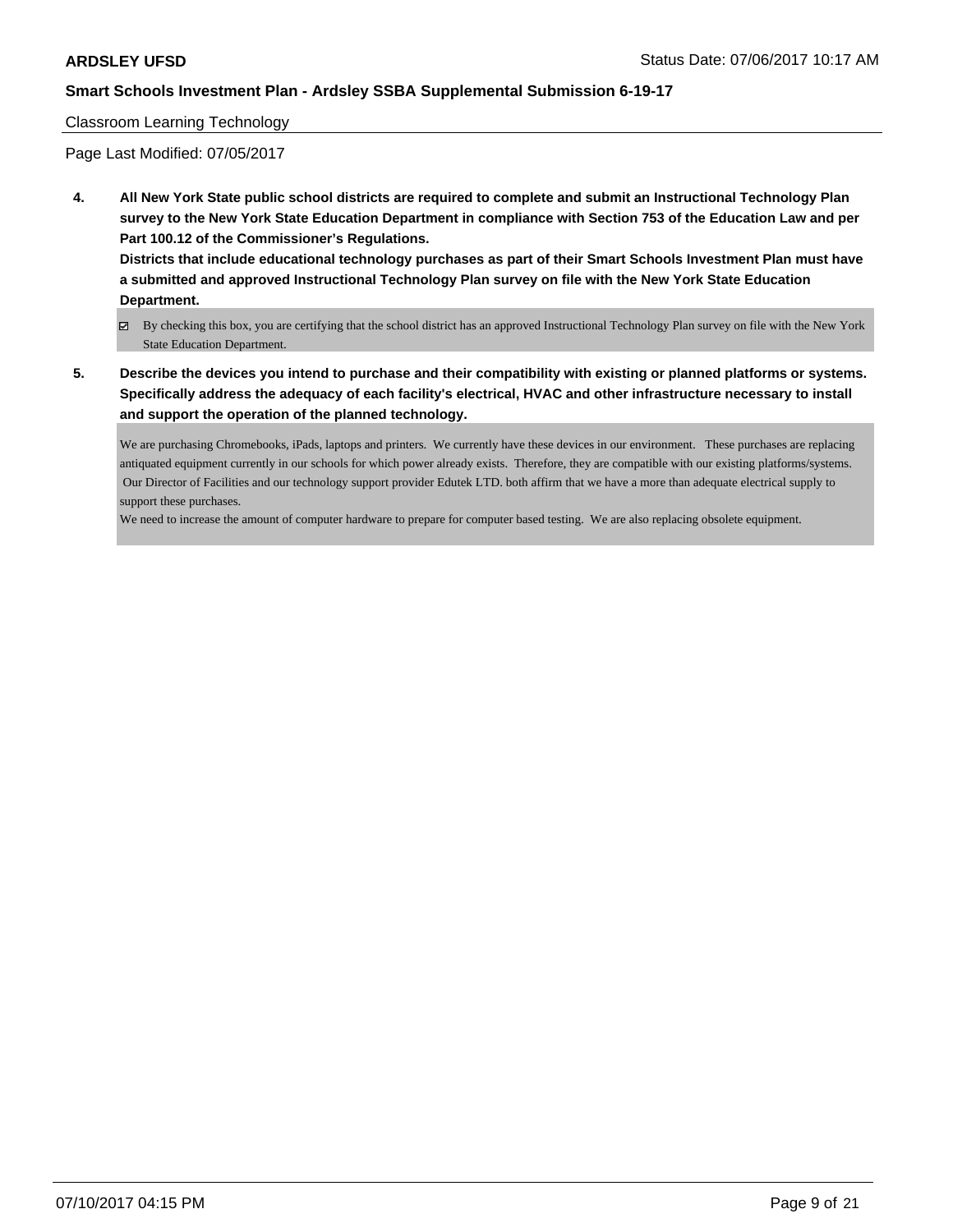Classroom Learning Technology

Page Last Modified: 07/05/2017

**4. All New York State public school districts are required to complete and submit an Instructional Technology Plan survey to the New York State Education Department in compliance with Section 753 of the Education Law and per Part 100.12 of the Commissioner's Regulations.**

**Districts that include educational technology purchases as part of their Smart Schools Investment Plan must have a submitted and approved Instructional Technology Plan survey on file with the New York State Education Department.**

- [x] By checking this box, you are certifying that the school district has an approved Instructional Technology Plan survey on file with the New York State Education Department.

**5. Describe the devices you intend to purchase and their compatibility with existing or planned platforms or systems. Specifically address the adequacy of each facility's electrical, HVAC and other infrastructure necessary to install and support the operation of the planned technology.**

We are purchasing Chromebooks, iPads, laptops and printers. We currently have these devices in our environment. These purchases are replacing antiquated equipment currently in our schools for which power already exists. Therefore, they are compatible with our existing platforms/systems. Our Director of Facilities and our technology support provider Edutek LTD. both affirm that we have a more than adequate electrical supply to support these purchases.

We need to increase the amount of computer hardware to prepare for computer based testing. We are also replacing obsolete equipment.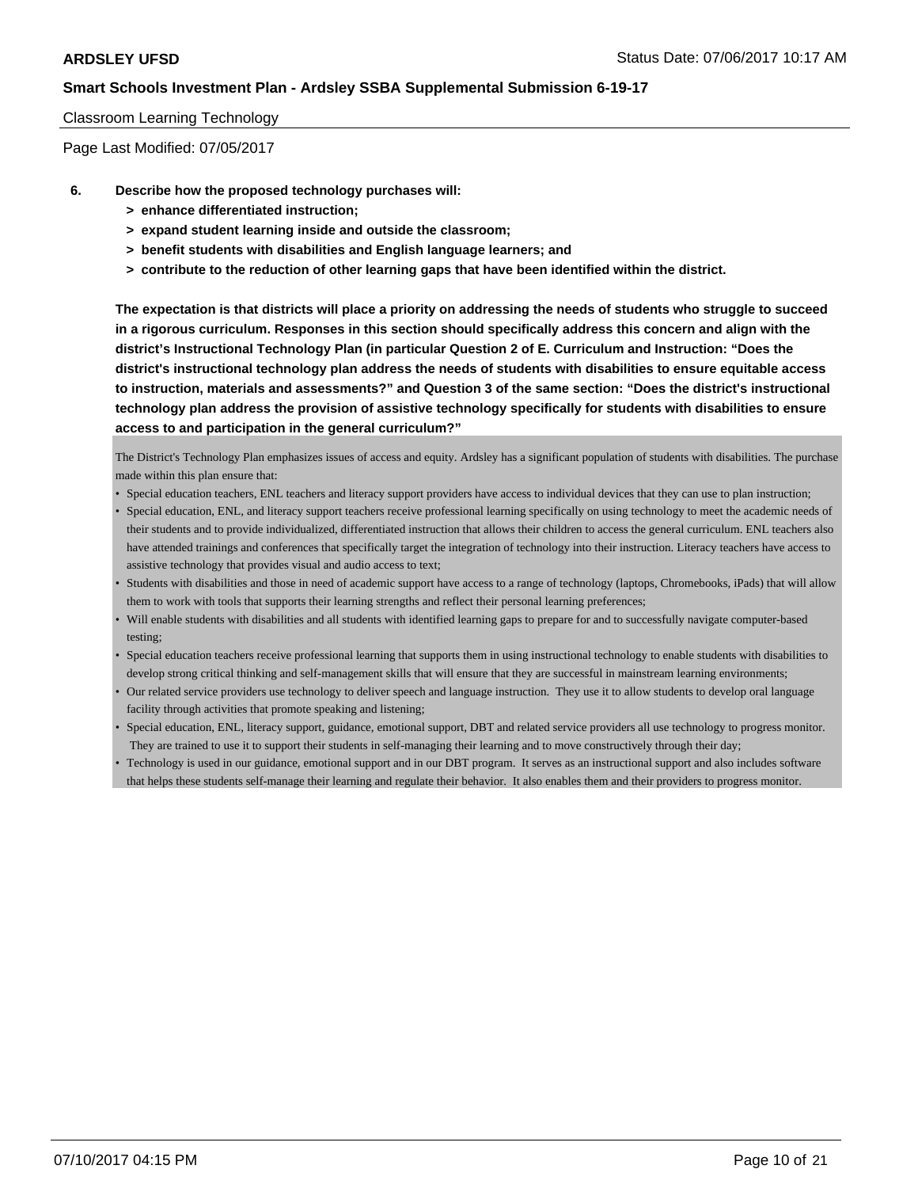**ARDSLEY UFSD**

**Smart Schools Investment Plan - Ardsley SSBA Supplemental Submission 6-19-17**

Classroom Learning Technology

Page Last Modified: 07/05/2017

6. **Describe how the proposed technology purchases will:**
   - **> enhance differentiated instruction;**
   - **> expand student learning inside and outside the classroom;**
   - **> benefit students with disabilities and English language learners; and**
   - **> contribute to the reduction of other learning gaps that have been identified within the district.**

   **The expectation is that districts will place a priority on addressing the needs of students who struggle to succeed in a rigorous curriculum. Responses in this section should specifically address this concern and align with the district's Instructional Technology Plan (in particular Question 2 of E. Curriculum and Instruction: "Does the district's instructional technology plan address the needs of students with disabilities to ensure equitable access to instruction, materials and assessments?" and Question 3 of the same section: "Does the district's instructional technology plan address the provision of assistive technology specifically for students with disabilities to ensure access to and participation in the general curriculum?"**

The District's Technology Plan emphasizes issues of access and equity. Ardsley has a significant population of students with disabilities. The purchase made within this plan ensure that:

- Special education teachers, ENL teachers and literacy support providers have access to individual devices that they can use to plan instruction;
- Special education, ENL, and literacy support teachers receive professional learning specifically on using technology to meet the academic needs of their students and to provide individualized, differentiated instruction that allows their children to access the general curriculum. ENL teachers also have attended trainings and conferences that specifically target the integration of technology into their instruction. Literacy teachers have access to assistive technology that provides visual and audio access to text;
- Students with disabilities and those in need of academic support have access to a range of technology (laptops, Chromebooks, iPads) that will allow them to work with tools that supports their learning strengths and reflect their personal learning preferences;
- Will enable students with disabilities and all students with identified learning gaps to prepare for and to successfully navigate computer-based testing;
- Special education teachers receive professional learning that supports them in using instructional technology to enable students with disabilities to develop strong critical thinking and self-management skills that will ensure that they are successful in mainstream learning environments;
- Our related service providers use technology to deliver speech and language instruction. They use it to allow students to develop oral language facility through activities that promote speaking and listening;
- Special education, ENL, literacy support, guidance, emotional support, DBT and related service providers all use technology to progress monitor. They are trained to use it to support their students in self-managing their learning and to move constructively through their day;
- Technology is used in our guidance, emotional support and in our DBT program. It serves as an instructional support and also includes software that helps these students self-manage their learning and regulate their behavior. It also enables them and their providers to progress monitor.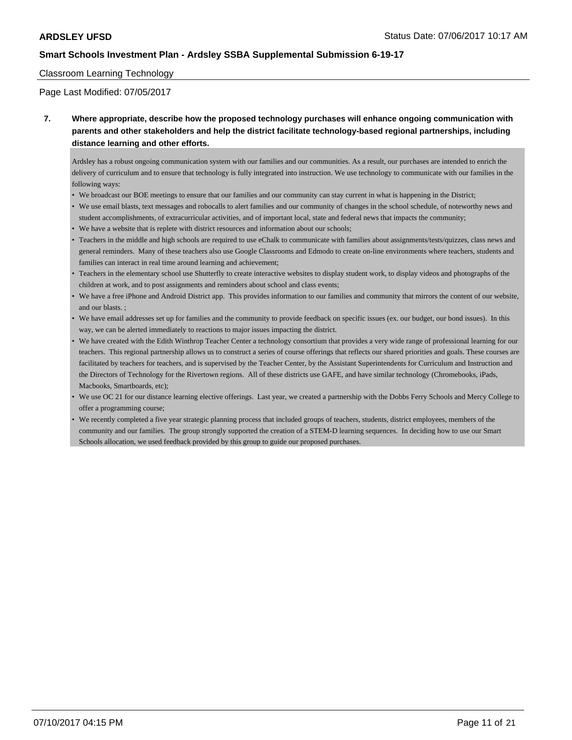**ARDSLEY UFSD**

**Smart Schools Investment Plan - Ardsley SSBA Supplemental Submission 6-19-17**

Classroom Learning Technology

Page Last Modified: 07/05/2017

**7. Where appropriate, describe how the proposed technology purchases will enhance ongoing communication with parents and other stakeholders and help the district facilitate technology-based regional partnerships, including distance learning and other efforts.**

Ardsley has a robust ongoing communication system with our families and our communities. As a result, our purchases are intended to enrich the delivery of curriculum and to ensure that technology is fully integrated into instruction. We use technology to communicate with our families in the following ways:

- We broadcast our BOE meetings to ensure that our families and our community can stay current in what is happening in the District;
- We use email blasts, text messages and robocalls to alert families and our community of changes in the school schedule, of noteworthy news and student accomplishments, of extracurricular activities, and of important local, state and federal news that impacts the community;
- We have a website that is replete with district resources and information about our schools;
- Teachers in the middle and high schools are required to use eChalk to communicate with families about assignments/tests/quizzes, class news and general reminders. Many of these teachers also use Google Classrooms and Edmodo to create on-line environments where teachers, students and families can interact in real time around learning and achievement;
- Teachers in the elementary school use Shutterfly to create interactive websites to display student work, to display videos and photographs of the children at work, and to post assignments and reminders about school and class events;
- We have a free iPhone and Android District app. This provides information to our families and community that mirrors the content of our website, and our blasts. ;
- We have email addresses set up for families and the community to provide feedback on specific issues (ex. our budget, our bond issues). In this way, we can be alerted immediately to reactions to major issues impacting the district.
- We have created with the Edith Winthrop Teacher Center a technology consortium that provides a very wide range of professional learning for our teachers. This regional partnership allows us to construct a series of course offerings that reflects our shared priorities and goals. These courses are facilitated by teachers for teachers, and is supervised by the Teacher Center, by the Assistant Superintendents for Curriculum and Instruction and the Directors of Technology for the Rivertown regions. All of these districts use GAFE, and have similar technology (Chromebooks, iPads, Macbooks, Smartboards, etc);
- We use OC 21 for our distance learning elective offerings. Last year, we created a partnership with the Dobbs Ferry Schools and Mercy College to offer a programming course;
- We recently completed a five year strategic planning process that included groups of teachers, students, district employees, members of the community and our families. The group strongly supported the creation of a STEM-D learning sequences. In deciding how to use our Smart Schools allocation, we used feedback provided by this group to guide our proposed purchases.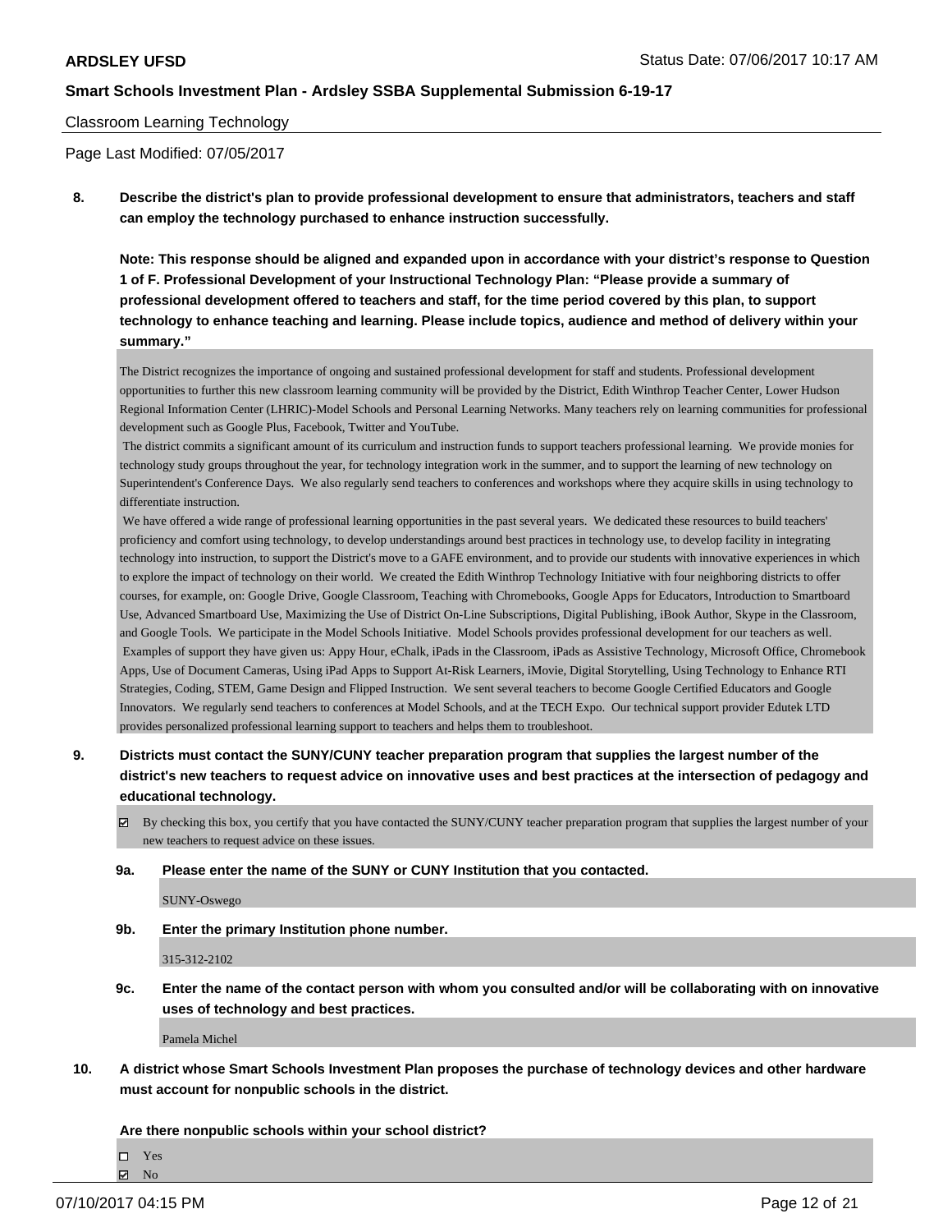Classroom Learning Technology

Page Last Modified: 07/05/2017

**8. Describe the district's plan to provide professional development to ensure that administrators, teachers and staff can employ the technology purchased to enhance instruction successfully.**

**Note: This response should be aligned and expanded upon in accordance with your district's response to Question 1 of F. Professional Development of your Instructional Technology Plan: "Please provide a summary of professional development offered to teachers and staff, for the time period covered by this plan, to support technology to enhance teaching and learning. Please include topics, audience and method of delivery within your summary."**

The District recognizes the importance of ongoing and sustained professional development for staff and students. Professional development opportunities to further this new classroom learning community will be provided by the District, Edith Winthrop Teacher Center, Lower Hudson Regional Information Center (LHRIC)-Model Schools and Personal Learning Networks. Many teachers rely on learning communities for professional development such as Google Plus, Facebook, Twitter and YouTube.

The district commits a significant amount of its curriculum and instruction funds to support teachers professional learning. We provide monies for technology study groups throughout the year, for technology integration work in the summer, and to support the learning of new technology on Superintendent's Conference Days. We also regularly send teachers to conferences and workshops where they acquire skills in using technology to differentiate instruction.

We have offered a wide range of professional learning opportunities in the past several years. We dedicated these resources to build teachers' proficiency and comfort using technology, to develop understandings around best practices in technology use, to develop facility in integrating technology into instruction, to support the District's move to a GAFE environment, and to provide our students with innovative experiences in which to explore the impact of technology on their world. We created the Edith Winthrop Technology Initiative with four neighboring districts to offer courses, for example, on: Google Drive, Google Classroom, Teaching with Chromebooks, Google Apps for Educators, Introduction to Smartboard Use, Advanced Smartboard Use, Maximizing the Use of District On-Line Subscriptions, Digital Publishing, iBook Author, Skype in the Classroom, and Google Tools. We participate in the Model Schools Initiative. Model Schools provides professional development for our teachers as well. Examples of support they have given us: Appy Hour, eChalk, iPads in the Classroom, iPads as Assistive Technology, Microsoft Office, Chromebook Apps, Use of Document Cameras, Using iPad Apps to Support At-Risk Learners, iMovie, Digital Storytelling, Using Technology to Enhance RTI Strategies, Coding, STEM, Game Design and Flipped Instruction. We sent several teachers to become Google Certified Educators and Google Innovators. We regularly send teachers to conferences at Model Schools, and at the TECH Expo. Our technical support provider Edutek LTD provides personalized professional learning support to teachers and helps them to troubleshoot.

**9. Districts must contact the SUNY/CUNY teacher preparation program that supplies the largest number of the district's new teachers to request advice on innovative uses and best practices at the intersection of pedagogy and educational technology.**

☑ By checking this box, you certify that you have contacted the SUNY/CUNY teacher preparation program that supplies the largest number of your new teachers to request advice on these issues.

**9a. Please enter the name of the SUNY or CUNY Institution that you contacted.**

SUNY-Oswego

**9b. Enter the primary Institution phone number.**

315-312-2102

**9c. Enter the name of the contact person with whom you consulted and/or will be collaborating with on innovative uses of technology and best practices.**

Pamela Michel

**10. A district whose Smart Schools Investment Plan proposes the purchase of technology devices and other hardware must account for nonpublic schools in the district.**

**Are there nonpublic schools within your school district?**

☐ Yes
☑ No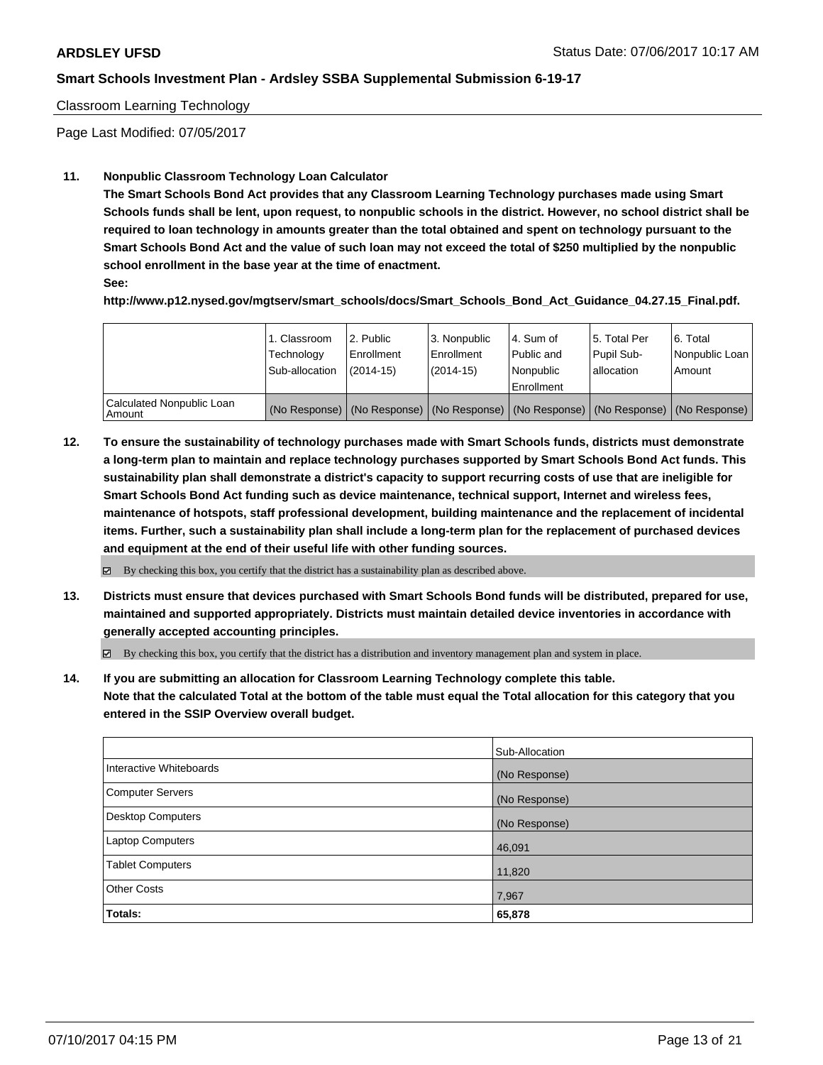Classroom Learning Technology

Page Last Modified: 07/05/2017

**11. Nonpublic Classroom Technology Loan Calculator**

**The Smart Schools Bond Act provides that any Classroom Learning Technology purchases made using Smart Schools funds shall be lent, upon request, to nonpublic schools in the district. However, no school district shall be required to loan technology in amounts greater than the total obtained and spent on technology pursuant to the Smart Schools Bond Act and the value of such loan may not exceed the total of $250 multiplied by the nonpublic school enrollment in the base year at the time of enactment.**

**See:**

**http://www.p12.nysed.gov/mgtserv/smart_schools/docs/Smart_Schools_Bond_Act_Guidance_04.27.15_Final.pdf.**

| | 1. Classroom Technology Sub-allocation | 2. Public Enrollment (2014-15) | 3. Nonpublic Enrollment (2014-15) | 4. Sum of Public and Nonpublic Enrollment | 5. Total Per Pupil Sub-allocation | 6. Total Nonpublic Loan Amount |
|---|---|---|---|---|---|---|
| Calculated Nonpublic Loan Amount | (No Response) | (No Response) | (No Response) | (No Response) | (No Response) | (No Response) |

**12. To ensure the sustainability of technology purchases made with Smart Schools funds, districts must demonstrate a long-term plan to maintain and replace technology purchases supported by Smart Schools Bond Act funds. This sustainability plan shall demonstrate a district's capacity to support recurring costs of use that are ineligible for Smart Schools Bond Act funding such as device maintenance, technical support, Internet and wireless fees, maintenance of hotspots, staff professional development, building maintenance and the replacement of incidental items. Further, such a sustainability plan shall include a long-term plan for the replacement of purchased devices and equipment at the end of their useful life with other funding sources.**

☑ By checking this box, you certify that the district has a sustainability plan as described above.

**13. Districts must ensure that devices purchased with Smart Schools Bond funds will be distributed, prepared for use, maintained and supported appropriately. Districts must maintain detailed device inventories in accordance with generally accepted accounting principles.**

☑ By checking this box, you certify that the district has a distribution and inventory management plan and system in place.

**14. If you are submitting an allocation for Classroom Learning Technology complete this table. Note that the calculated Total at the bottom of the table must equal the Total allocation for this category that you entered in the SSIP Overview overall budget.**

| | Sub-Allocation |
|---|---|
| Interactive Whiteboards | (No Response) |
| Computer Servers | (No Response) |
| Desktop Computers | (No Response) |
| Laptop Computers | 46,091 |
| Tablet Computers | 11,820 |
| Other Costs | 7,967 |
| **Totals:** | **65,878** |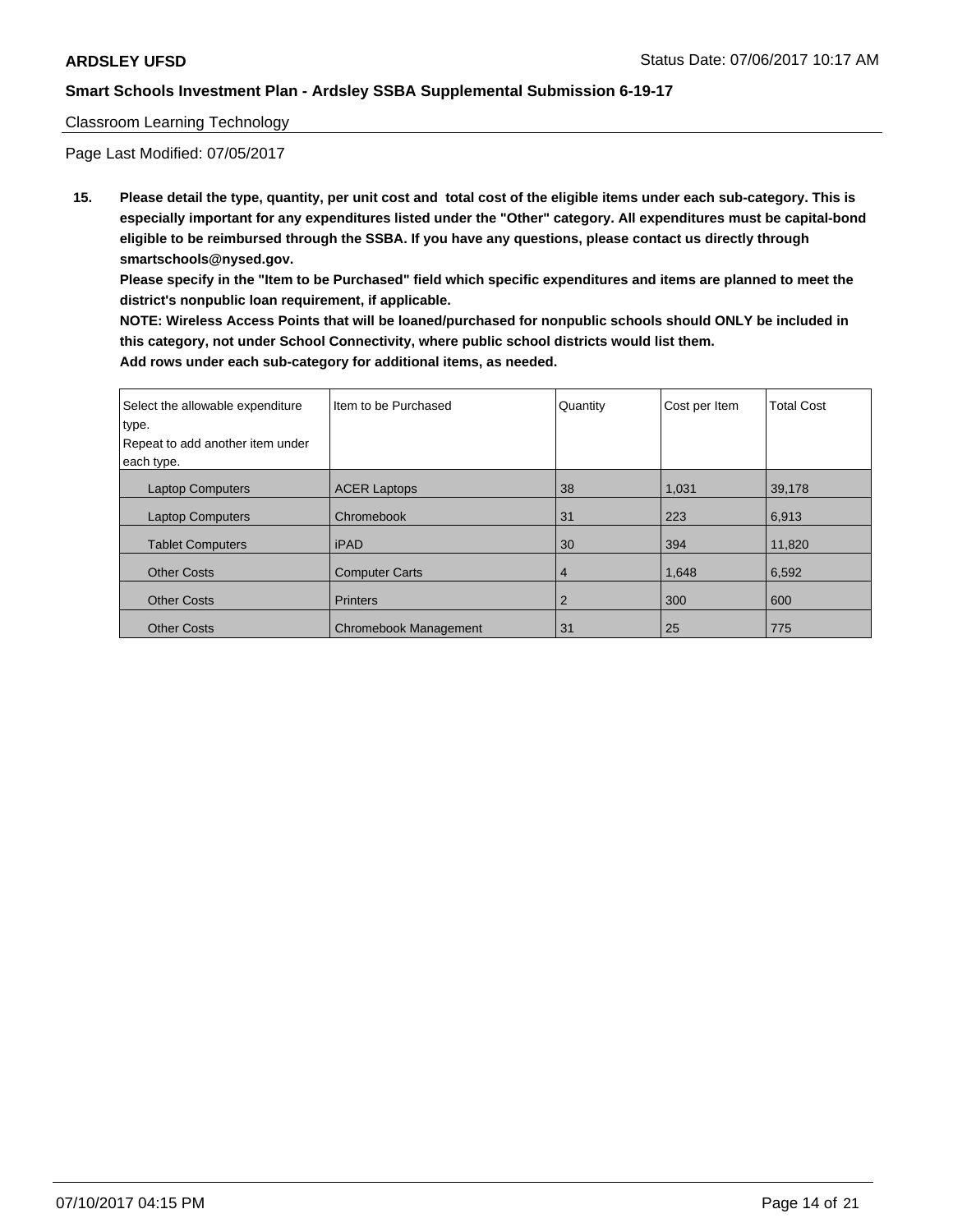Classroom Learning Technology

Page Last Modified: 07/05/2017

**15. Please detail the type, quantity, per unit cost and total cost of the eligible items under each sub-category. This is especially important for any expenditures listed under the "Other" category. All expenditures must be capital-bond eligible to be reimbursed through the SSBA. If you have any questions, please contact us directly through smartschools@nysed.gov.**

**Please specify in the "Item to be Purchased" field which specific expenditures and items are planned to meet the district's nonpublic loan requirement, if applicable.**

**NOTE: Wireless Access Points that will be loaned/purchased for nonpublic schools should ONLY be included in this category, not under School Connectivity, where public school districts would list them.**

**Add rows under each sub-category for additional items, as needed.**

| Select the allowable expenditure type. Repeat to add another item under each type. | Item to be Purchased | Quantity | Cost per Item | Total Cost |
|---|---|---|---|---|
| Laptop Computers | ACER Laptops | 38 | 1,031 | 39,178 |
| Laptop Computers | Chromebook | 31 | 223 | 6,913 |
| Tablet Computers | iPAD | 30 | 394 | 11,820 |
| Other Costs | Computer Carts | 4 | 1,648 | 6,592 |
| Other Costs | Printers | 2 | 300 | 600 |
| Other Costs | Chromebook Management | 31 | 25 | 775 |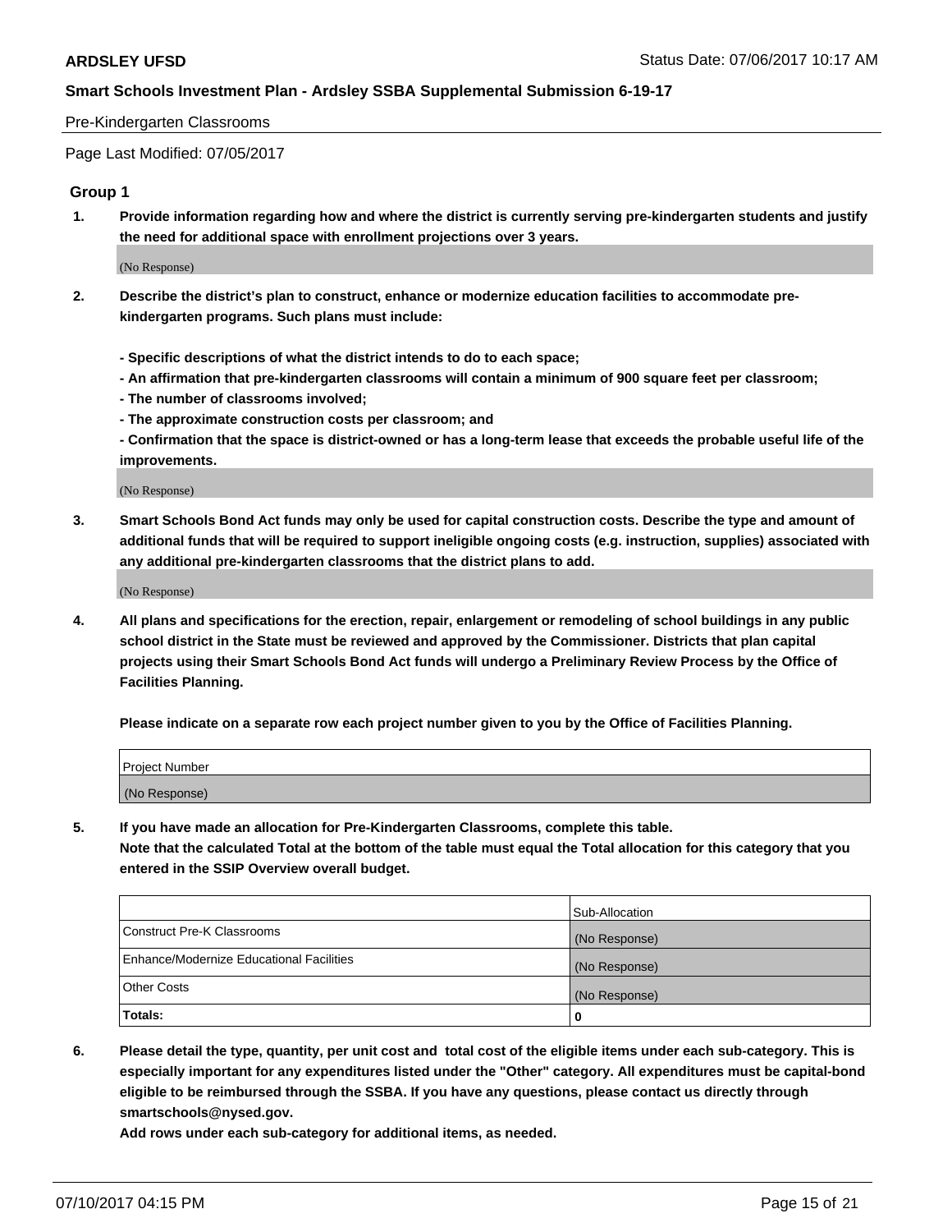Pre-Kindergarten Classrooms

Page Last Modified: 07/05/2017

### Group 1

**1. Provide information regarding how and where the district is currently serving pre-kindergarten students and justify the need for additional space with enrollment projections over 3 years.**

(No Response)

**2. Describe the district's plan to construct, enhance or modernize education facilities to accommodate pre-kindergarten programs. Such plans must include:**

**- Specific descriptions of what the district intends to do to each space;**
**- An affirmation that pre-kindergarten classrooms will contain a minimum of 900 square feet per classroom;**
**- The number of classrooms involved;**
**- The approximate construction costs per classroom; and**
**- Confirmation that the space is district-owned or has a long-term lease that exceeds the probable useful life of the improvements.**

(No Response)

**3. Smart Schools Bond Act funds may only be used for capital construction costs. Describe the type and amount of additional funds that will be required to support ineligible ongoing costs (e.g. instruction, supplies) associated with any additional pre-kindergarten classrooms that the district plans to add.**

(No Response)

**4. All plans and specifications for the erection, repair, enlargement or remodeling of school buildings in any public school district in the State must be reviewed and approved by the Commissioner. Districts that plan capital projects using their Smart Schools Bond Act funds will undergo a Preliminary Review Process by the Office of Facilities Planning.**

**Please indicate on a separate row each project number given to you by the Office of Facilities Planning.**

| Project Number |
|---|
| (No Response) |

**5. If you have made an allocation for Pre-Kindergarten Classrooms, complete this table.**
**Note that the calculated Total at the bottom of the table must equal the Total allocation for this category that you entered in the SSIP Overview overall budget.**

| | Sub-Allocation |
|---|---|
| Construct Pre-K Classrooms | (No Response) |
| Enhance/Modernize Educational Facilities | (No Response) |
| Other Costs | (No Response) |
| **Totals:** | **0** |

**6. Please detail the type, quantity, per unit cost and total cost of the eligible items under each sub-category. This is especially important for any expenditures listed under the "Other" category. All expenditures must be capital-bond eligible to be reimbursed through the SSBA. If you have any questions, please contact us directly through smartschools@nysed.gov.**

**Add rows under each sub-category for additional items, as needed.**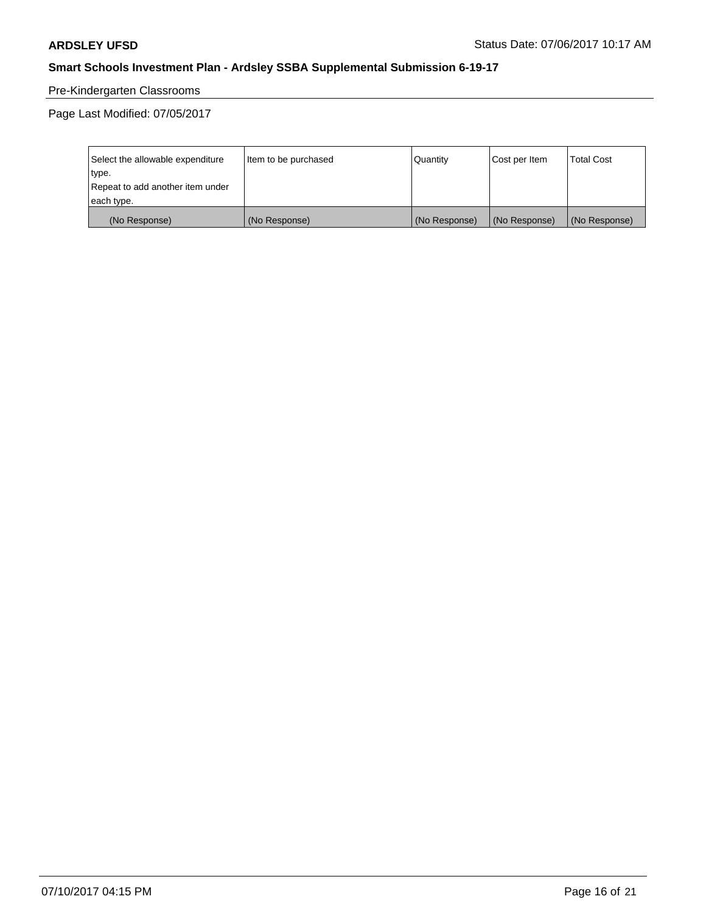Pre-Kindergarten Classrooms

Page Last Modified: 07/05/2017

| Select the allowable expenditure type. Repeat to add another item under each type. | Item to be purchased | Quantity | Cost per Item | Total Cost |
|---|---|---|---|---|
| (No Response) | (No Response) | (No Response) | (No Response) | (No Response) |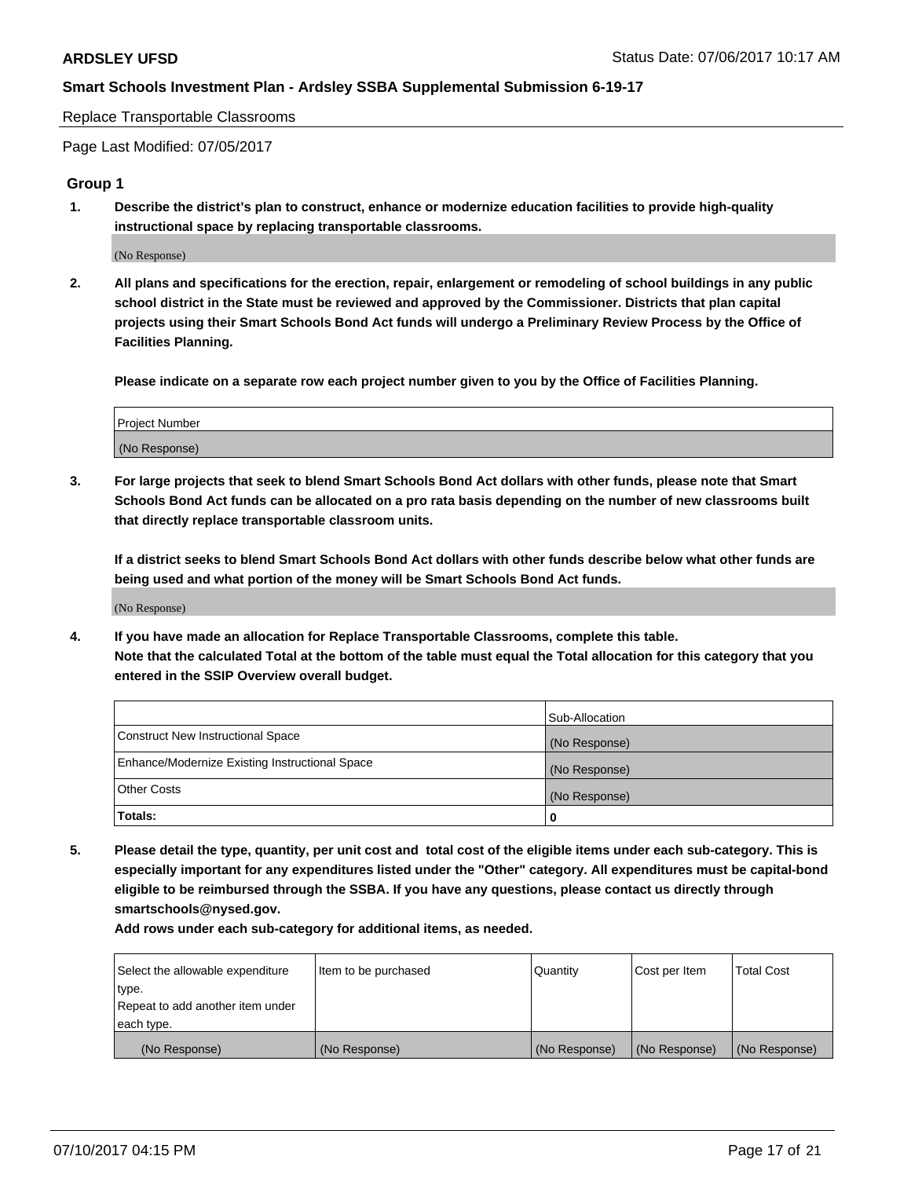Replace Transportable Classrooms

Page Last Modified: 07/05/2017

## Group 1

**1. Describe the district's plan to construct, enhance or modernize education facilities to provide high-quality instructional space by replacing transportable classrooms.**

(No Response)

**2. All plans and specifications for the erection, repair, enlargement or remodeling of school buildings in any public school district in the State must be reviewed and approved by the Commissioner. Districts that plan capital projects using their Smart Schools Bond Act funds will undergo a Preliminary Review Process by the Office of Facilities Planning.**

**Please indicate on a separate row each project number given to you by the Office of Facilities Planning.**

| Project Number |
|---|
| (No Response) |

**3. For large projects that seek to blend Smart Schools Bond Act dollars with other funds, please note that Smart Schools Bond Act funds can be allocated on a pro rata basis depending on the number of new classrooms built that directly replace transportable classroom units.**

**If a district seeks to blend Smart Schools Bond Act dollars with other funds describe below what other funds are being used and what portion of the money will be Smart Schools Bond Act funds.**

(No Response)

**4. If you have made an allocation for Replace Transportable Classrooms, complete this table. Note that the calculated Total at the bottom of the table must equal the Total allocation for this category that you entered in the SSIP Overview overall budget.**

| | Sub-Allocation |
|---|---|
| Construct New Instructional Space | (No Response) |
| Enhance/Modernize Existing Instructional Space | (No Response) |
| Other Costs | (No Response) |
| **Totals:** | **0** |

**5. Please detail the type, quantity, per unit cost and total cost of the eligible items under each sub-category. This is especially important for any expenditures listed under the "Other" category. All expenditures must be capital-bond eligible to be reimbursed through the SSBA. If you have any questions, please contact us directly through smartschools@nysed.gov.**

**Add rows under each sub-category for additional items, as needed.**

| Select the allowable expenditure type. Repeat to add another item under each type. | Item to be purchased | Quantity | Cost per Item | Total Cost |
|---|---|---|---|---|
| (No Response) | (No Response) | (No Response) | (No Response) | (No Response) |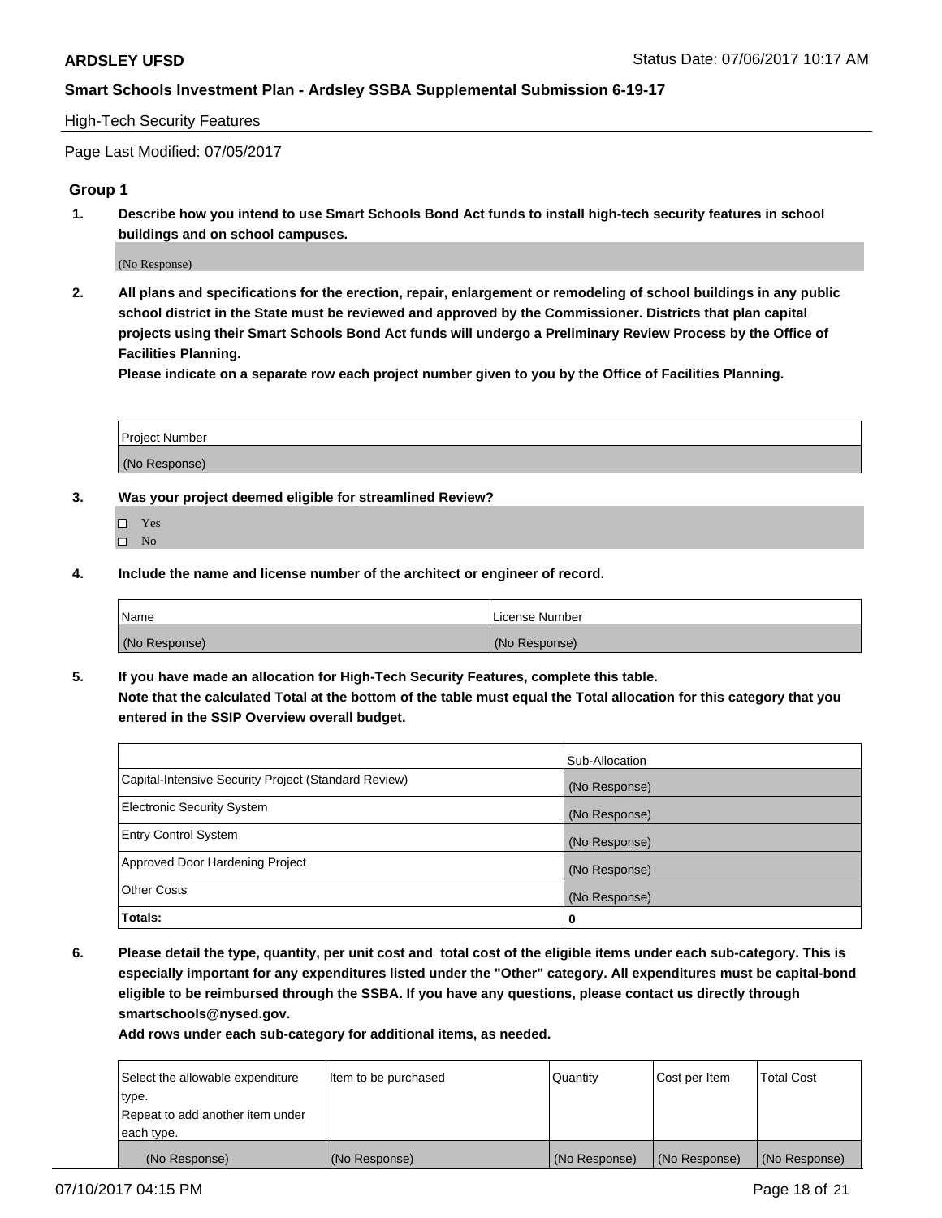High-Tech Security Features

Page Last Modified: 07/05/2017

## Group 1

**1. Describe how you intend to use Smart Schools Bond Act funds to install high-tech security features in school buildings and on school campuses.**

(No Response)

**2. All plans and specifications for the erection, repair, enlargement or remodeling of school buildings in any public school district in the State must be reviewed and approved by the Commissioner. Districts that plan capital projects using their Smart Schools Bond Act funds will undergo a Preliminary Review Process by the Office of Facilities Planning.**

**Please indicate on a separate row each project number given to you by the Office of Facilities Planning.**

| Project Number |
| --- |
| (No Response) |

**3. Was your project deemed eligible for streamlined Review?**

- ☐ Yes
- ☐ No

**4. Include the name and license number of the architect or engineer of record.**

| Name | License Number |
| --- | --- |
| (No Response) | (No Response) |

**5. If you have made an allocation for High-Tech Security Features, complete this table.**
**Note that the calculated Total at the bottom of the table must equal the Total allocation for this category that you entered in the SSIP Overview overall budget.**

| | Sub-Allocation |
| --- | --- |
| Capital-Intensive Security Project (Standard Review) | (No Response) |
| Electronic Security System | (No Response) |
| Entry Control System | (No Response) |
| Approved Door Hardening Project | (No Response) |
| Other Costs | (No Response) |
| **Totals:** | **0** |

**6. Please detail the type, quantity, per unit cost and total cost of the eligible items under each sub-category. This is especially important for any expenditures listed under the "Other" category. All expenditures must be capital-bond eligible to be reimbursed through the SSBA. If you have any questions, please contact us directly through smartschools@nysed.gov.**

**Add rows under each sub-category for additional items, as needed.**

| Select the allowable expenditure type. Repeat to add another item under each type. | Item to be purchased | Quantity | Cost per Item | Total Cost |
| --- | --- | --- | --- | --- |
| (No Response) | (No Response) | (No Response) | (No Response) | (No Response) |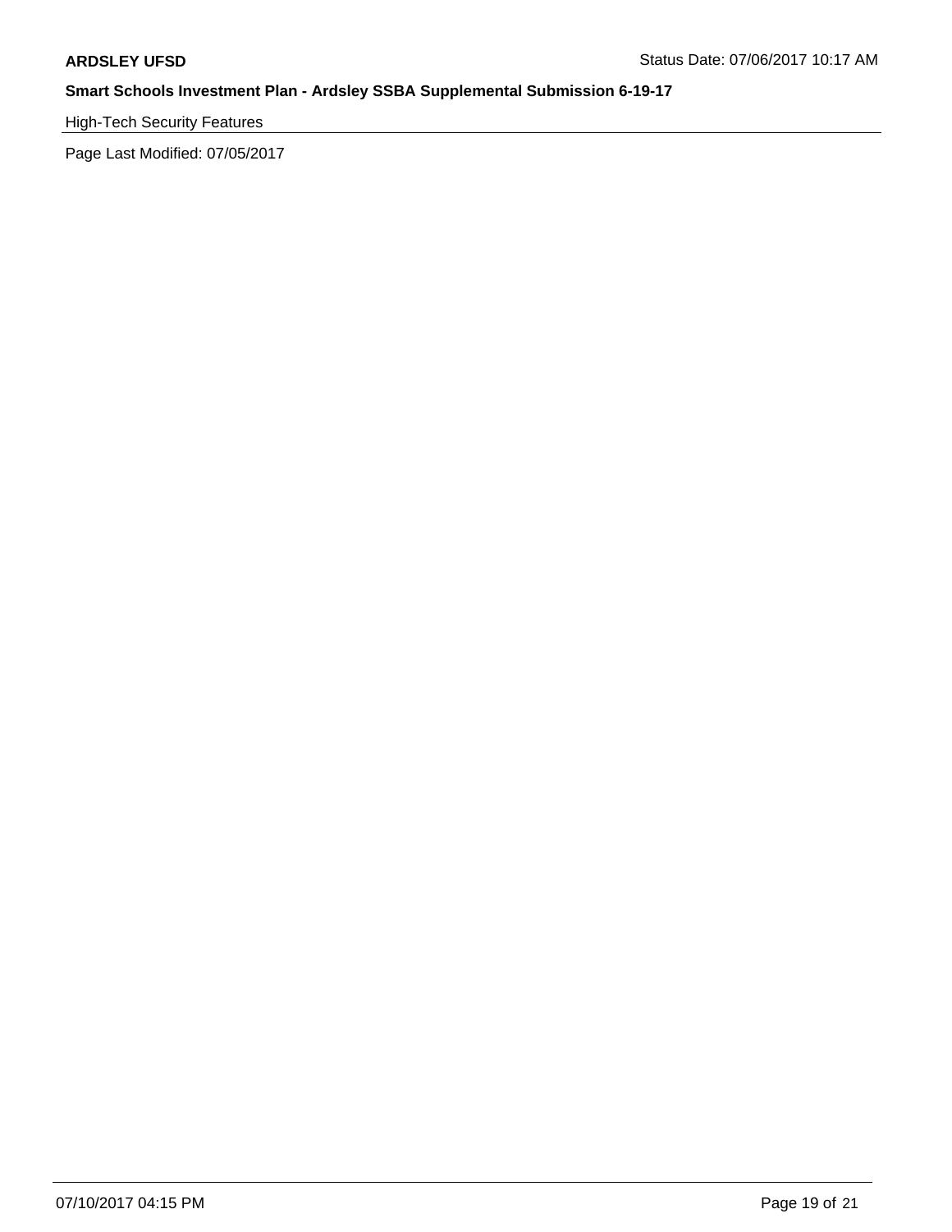High-Tech Security Features

Page Last Modified: 07/05/2017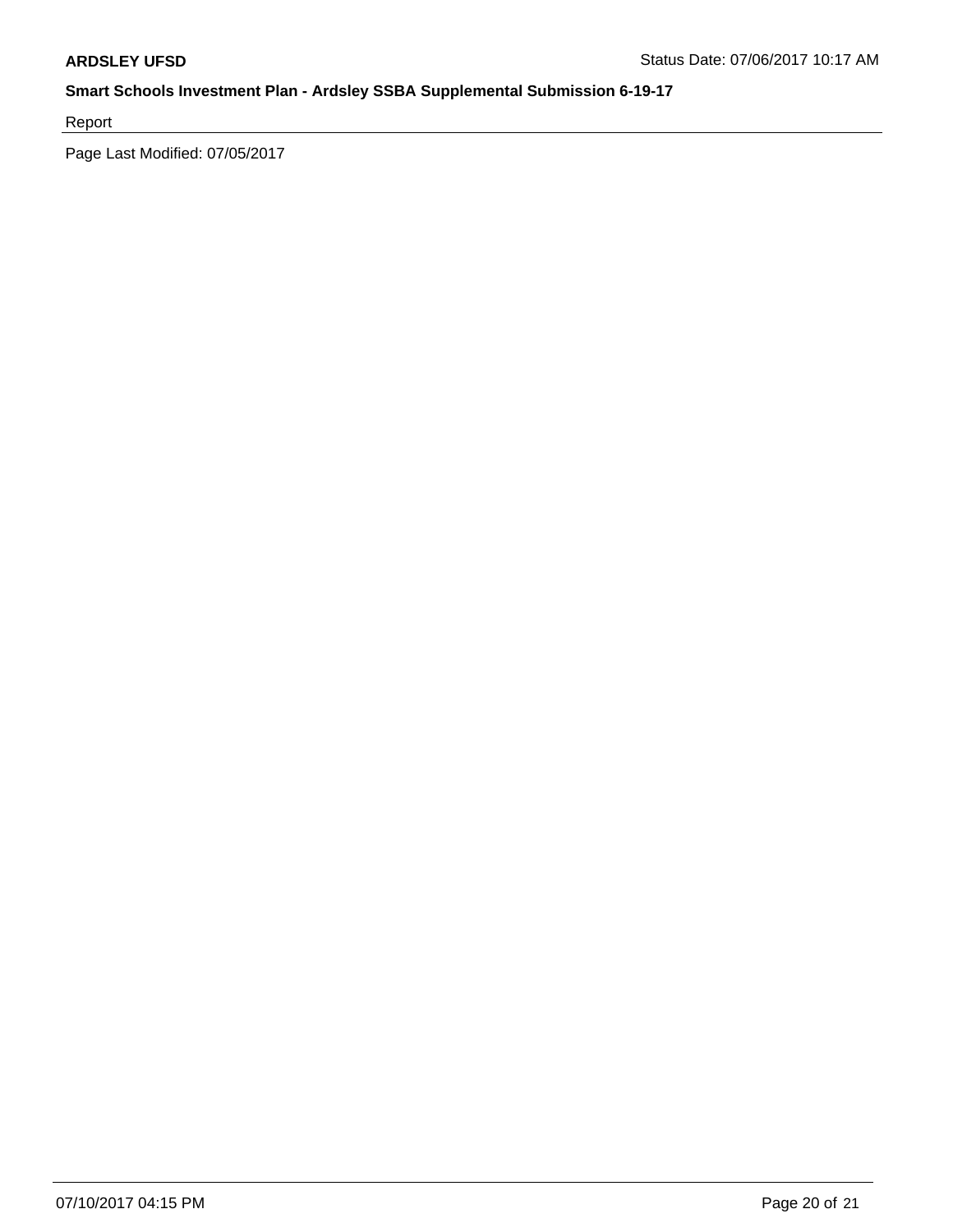Report

Page Last Modified: 07/05/2017